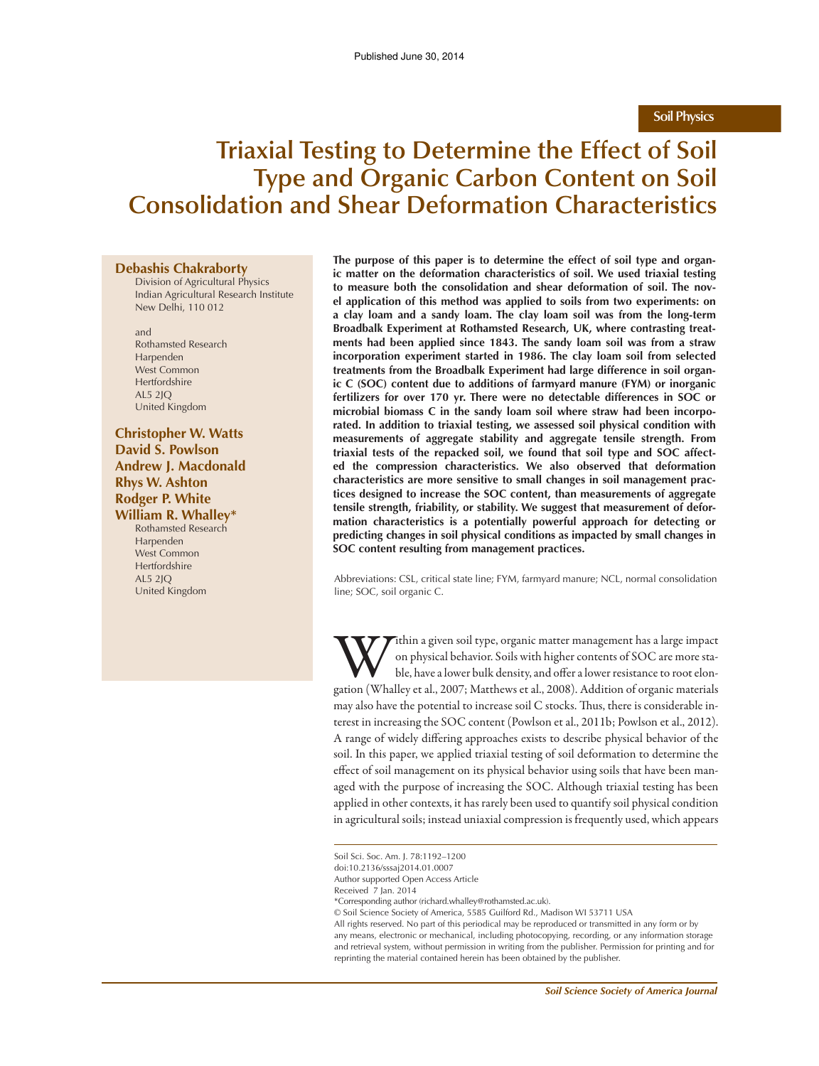Published June 30, 2014

Soil Physics

# Triaxial Testing to Determine the Effect of Soil Type and Organic Carbon Content on Soil Consolidation and Shear Deformation Characteristics

**Debashis Chakraborty**
Division of Agricultural Physics
Indian Agricultural Research Institute
New Delhi, 110 012

and

Rothamsted Research
Harpenden
West Common
Hertfordshire
AL5 2JQ
United Kingdom

**Christopher W. Watts**
**David S. Powlson**
**Andrew J. Macdonald**
**Rhys W. Ashton**
**Rodger P. White**
**William R. Whalley***
Rothamsted Research
Harpenden
West Common
Hertfordshire
AL5 2JQ
United Kingdom

**The purpose of this paper is to determine the effect of soil type and organic matter on the deformation characteristics of soil. We used triaxial testing to measure both the consolidation and shear deformation of soil. The novel application of this method was applied to soils from two experiments: on a clay loam and a sandy loam. The clay loam soil was from the long-term Broadbalk Experiment at Rothamsted Research, UK, where contrasting treatments had been applied since 1843. The sandy loam soil was from a straw incorporation experiment started in 1986. The clay loam soil from selected treatments from the Broadbalk Experiment had large difference in soil organic C (SOC) content due to additions of farmyard manure (FYM) or inorganic fertilizers for over 170 yr. There were no detectable differences in SOC or microbial biomass C in the sandy loam soil where straw had been incorporated. In addition to triaxial testing, we assessed soil physical condition with measurements of aggregate stability and aggregate tensile strength. From triaxial tests of the repacked soil, we found that soil type and SOC affected the compression characteristics. We also observed that deformation characteristics are more sensitive to small changes in soil management practices designed to increase the SOC content, than measurements of aggregate tensile strength, friability, or stability. We suggest that measurement of deformation characteristics is a potentially powerful approach for detecting or predicting changes in soil physical conditions as impacted by small changes in SOC content resulting from management practices.**

Abbreviations: CSL, critical state line; FYM, farmyard manure; NCL, normal consolidation line; SOC, soil organic C.

Within a given soil type, organic matter management has a large impact on physical behavior. Soils with higher contents of SOC are more stable, have a lower bulk density, and offer a lower resistance to root elongation (Whalley et al., 2007; Matthews et al., 2008). Addition of organic materials may also have the potential to increase soil C stocks. Thus, there is considerable interest in increasing the SOC content (Powlson et al., 2011b; Powlson et al., 2012). A range of widely differing approaches exists to describe physical behavior of the soil. In this paper, we applied triaxial testing of soil deformation to determine the effect of soil management on its physical behavior using soils that have been managed with the purpose of increasing the SOC. Although triaxial testing has been applied in other contexts, it has rarely been used to quantify soil physical condition in agricultural soils; instead uniaxial compression is frequently used, which appears

Soil Sci. Soc. Am. J. 78:1192–1200
doi:10.2136/sssaj2014.01.0007
Author supported Open Access Article
Received 7 Jan. 2014
*Corresponding author (richard.whalley@rothamsted.ac.uk).
© Soil Science Society of America, 5585 Guilford Rd., Madison WI 53711 USA
All rights reserved. No part of this periodical may be reproduced or transmitted in any form or by any means, electronic or mechanical, including photocopying, recording, or any information storage and retrieval system, without permission in writing from the publisher. Permission for printing and for reprinting the material contained herein has been obtained by the publisher.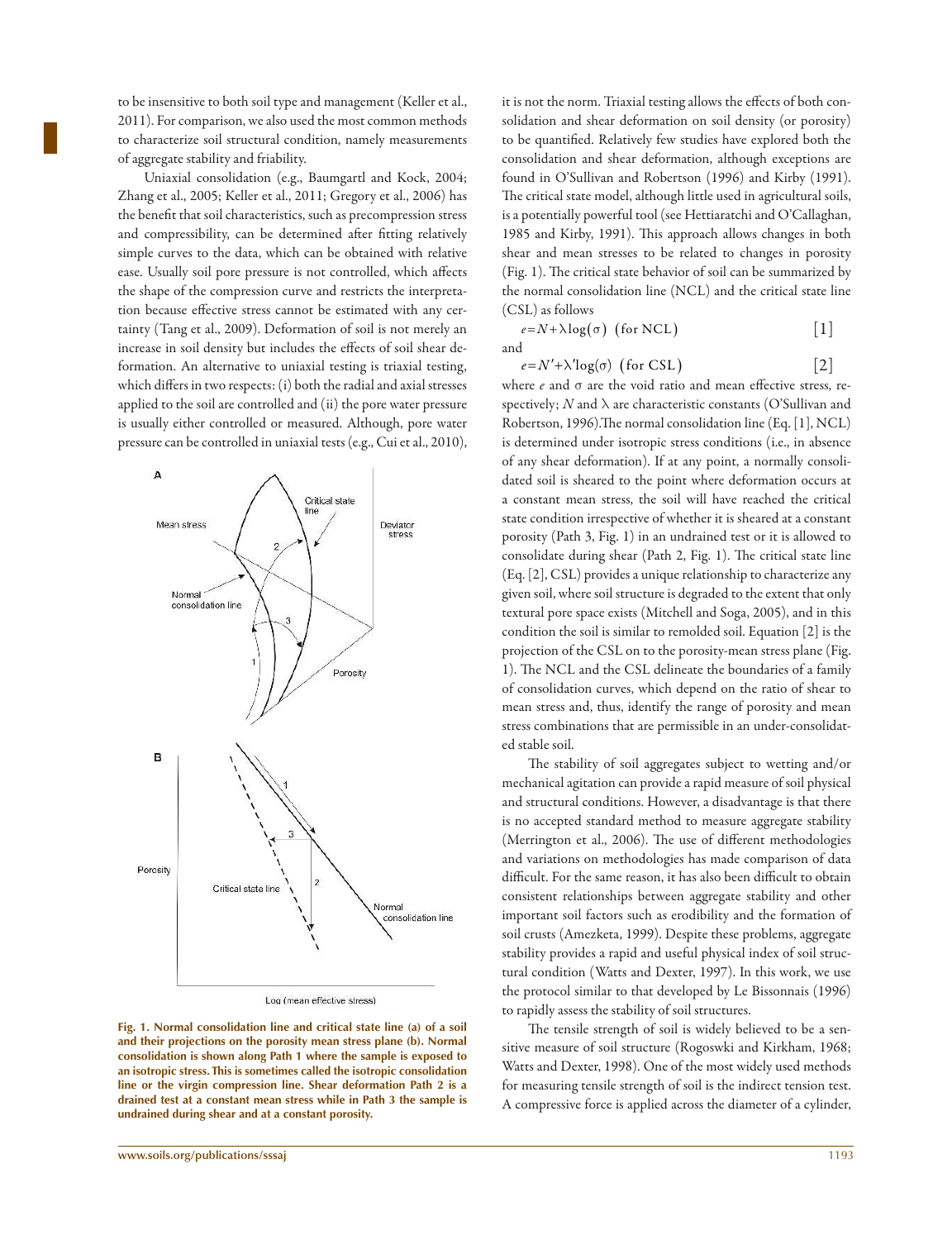to be insensitive to both soil type and management (Keller et al., 2011). For comparison, we also used the most common methods to characterize soil structural condition, namely measurements of aggregate stability and friability.

Uniaxial consolidation (e.g., Baumgartl and Kock, 2004; Zhang et al., 2005; Keller et al., 2011; Gregory et al., 2006) has the benefit that soil characteristics, such as precompression stress and compressibility, can be determined after fitting relatively simple curves to the data, which can be obtained with relative ease. Usually soil pore pressure is not controlled, which affects the shape of the compression curve and restricts the interpretation because effective stress cannot be estimated with any certainty (Tang et al., 2009). Deformation of soil is not merely an increase in soil density but includes the effects of soil shear deformation. An alternative to uniaxial testing is triaxial testing, which differs in two respects: (i) both the radial and axial stresses applied to the soil are controlled and (ii) the pore water pressure is usually either controlled or measured. Although, pore water pressure can be controlled in uniaxial tests (e.g., Cui et al., 2010), it is not the norm. Triaxial testing allows the effects of both consolidation and shear deformation on soil density (or porosity) to be quantified. Relatively few studies have explored both the consolidation and shear deformation, although exceptions are found in O'Sullivan and Robertson (1996) and Kirby (1991). The critical state model, although little used in agricultural soils, is a potentially powerful tool (see Hettiaratchi and O'Callaghan, 1985 and Kirby, 1991). This approach allows changes in both shear and mean stresses to be related to changes in porosity (Fig. 1). The critical state behavior of soil can be summarized by the normal consolidation line (NCL) and the critical state line (CSL) as follows

$$e = N + \lambda \log(\sigma) \quad \text{(for NCL)} \qquad [1]$$

and

$$e = N' + \lambda' \log(\sigma) \quad \text{(for CSL)} \qquad [2]$$

where $e$ and $\sigma$ are the void ratio and mean effective stress, respectively; $N$ and $\lambda$ are characteristic constants (O'Sullivan and Robertson, 1996).The normal consolidation line (Eq. [1], NCL) is determined under isotropic stress conditions (i.e., in absence of any shear deformation). If at any point, a normally consolidated soil is sheared to the point where deformation occurs at a constant mean stress, the soil will have reached the critical state condition irrespective of whether it is sheared at a constant porosity (Path 3, Fig. 1) in an undrained test or it is allowed to consolidate during shear (Path 2, Fig. 1). The critical state line (Eq. [2], CSL) provides a unique relationship to characterize any given soil, where soil structure is degraded to the extent that only textural pore space exists (Mitchell and Soga, 2005), and in this condition the soil is similar to remolded soil. Equation [2] is the projection of the CSL on to the porosity-mean stress plane (Fig. 1). The NCL and the CSL delineate the boundaries of a family of consolidation curves, which depend on the ratio of shear to mean stress and, thus, identify the range of porosity and mean stress combinations that are permissible in an under-consolidated stable soil.

**Fig. 1. Normal consolidation line and critical state line (a) of a soil and their projections on the porosity mean stress plane (b). Normal consolidation is shown along Path 1 where the sample is exposed to an isotropic stress. This is sometimes called the isotropic consolidation line or the virgin compression line. Shear deformation Path 2 is a drained test at a constant mean stress while in Path 3 the sample is undrained during shear and at a constant porosity.**

The stability of soil aggregates subject to wetting and/or mechanical agitation can provide a rapid measure of soil physical and structural conditions. However, a disadvantage is that there is no accepted standard method to measure aggregate stability (Merrington et al., 2006). The use of different methodologies and variations on methodologies has made comparison of data difficult. For the same reason, it has also been difficult to obtain consistent relationships between aggregate stability and other important soil factors such as erodibility and the formation of soil crusts (Amezketa, 1999). Despite these problems, aggregate stability provides a rapid and useful physical index of soil structural condition (Watts and Dexter, 1997). In this work, we use the protocol similar to that developed by Le Bissonnais (1996) to rapidly assess the stability of soil structures.

The tensile strength of soil is widely believed to be a sensitive measure of soil structure (Rogoswki and Kirkham, 1968; Watts and Dexter, 1998). One of the most widely used methods for measuring tensile strength of soil is the indirect tension test. A compressive force is applied across the diameter of a cylinder,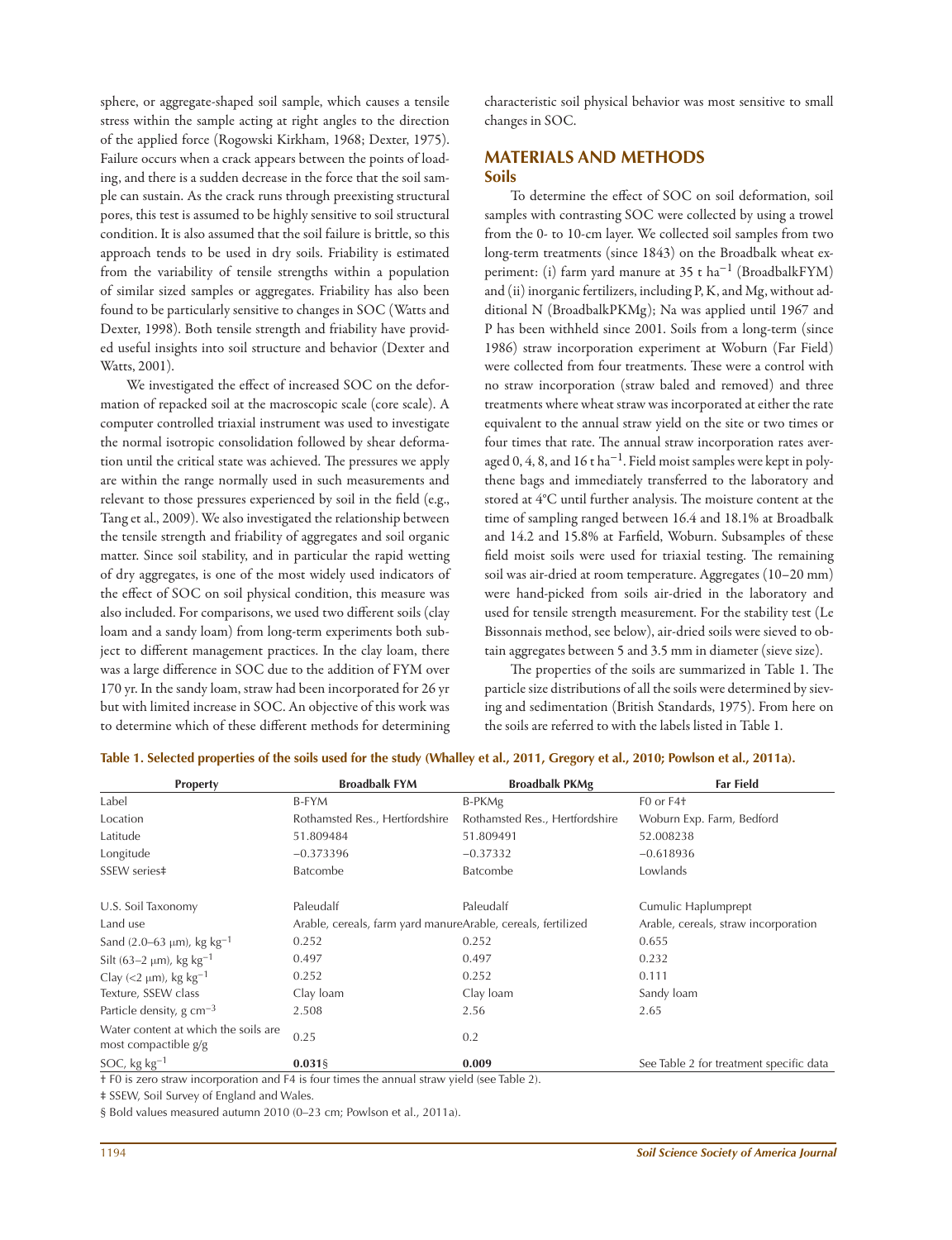sphere, or aggregate-shaped soil sample, which causes a tensile stress within the sample acting at right angles to the direction of the applied force (Rogowski Kirkham, 1968; Dexter, 1975). Failure occurs when a crack appears between the points of loading, and there is a sudden decrease in the force that the soil sample can sustain. As the crack runs through preexisting structural pores, this test is assumed to be highly sensitive to soil structural condition. It is also assumed that the soil failure is brittle, so this approach tends to be used in dry soils. Friability is estimated from the variability of tensile strengths within a population of similar sized samples or aggregates. Friability has also been found to be particularly sensitive to changes in SOC (Watts and Dexter, 1998). Both tensile strength and friability have provided useful insights into soil structure and behavior (Dexter and Watts, 2001).

We investigated the effect of increased SOC on the deformation of repacked soil at the macroscopic scale (core scale). A computer controlled triaxial instrument was used to investigate the normal isotropic consolidation followed by shear deformation until the critical state was achieved. The pressures we apply are within the range normally used in such measurements and relevant to those pressures experienced by soil in the field (e.g., Tang et al., 2009). We also investigated the relationship between the tensile strength and friability of aggregates and soil organic matter. Since soil stability, and in particular the rapid wetting of dry aggregates, is one of the most widely used indicators of the effect of SOC on soil physical condition, this measure was also included. For comparisons, we used two different soils (clay loam and a sandy loam) from long-term experiments both subject to different management practices. In the clay loam, there was a large difference in SOC due to the addition of FYM over 170 yr. In the sandy loam, straw had been incorporated for 26 yr but with limited increase in SOC. An objective of this work was to determine which of these different methods for determining characteristic soil physical behavior was most sensitive to small changes in SOC.

## MATERIALS AND METHODS

### Soils

To determine the effect of SOC on soil deformation, soil samples with contrasting SOC were collected by using a trowel from the 0- to 10-cm layer. We collected soil samples from two long-term treatments (since 1843) on the Broadbalk wheat experiment: (i) farm yard manure at 35 t ha$^{-1}$ (BroadbalkFYM) and (ii) inorganic fertilizers, including P, K, and Mg, without additional N (BroadbalkPKMg); Na was applied until 1967 and P has been withheld since 2001. Soils from a long-term (since 1986) straw incorporation experiment at Woburn (Far Field) were collected from four treatments. These were a control with no straw incorporation (straw baled and removed) and three treatments where wheat straw was incorporated at either the rate equivalent to the annual straw yield on the site or two times or four times that rate. The annual straw incorporation rates averaged 0, 4, 8, and 16 t ha$^{-1}$. Field moist samples were kept in polythene bags and immediately transferred to the laboratory and stored at 4°C until further analysis. The moisture content at the time of sampling ranged between 16.4 and 18.1% at Broadbalk and 14.2 and 15.8% at Farfield, Woburn. Subsamples of these field moist soils were used for triaxial testing. The remaining soil was air-dried at room temperature. Aggregates (10–20 mm) were hand-picked from soils air-dried in the laboratory and used for tensile strength measurement. For the stability test (Le Bissonnais method, see below), air-dried soils were sieved to obtain aggregates between 5 and 3.5 mm in diameter (sieve size).

The properties of the soils are summarized in Table 1. The particle size distributions of all the soils were determined by sieving and sedimentation (British Standards, 1975). From here on the soils are referred to with the labels listed in Table 1.

**Table 1. Selected properties of the soils used for the study (Whalley et al., 2011, Gregory et al., 2010; Powlson et al., 2011a).**

| Property | Broadbalk FYM | Broadbalk PKMg | Far Field |
|---|---|---|---|
| Label | B-FYM | B-PKMg | F0 or F4† |
| Location | Rothamsted Res., Hertfordshire | Rothamsted Res., Hertfordshire | Woburn Exp. Farm, Bedford |
| Latitude | 51.809484 | 51.809491 | 52.008238 |
| Longitude | −0.373396 | −0.37332 | −0.618936 |
| SSEW series‡ | Batcombe | Batcombe | Lowlands |
| U.S. Soil Taxonomy | Paleudalf | Paleudalf | Cumulic Haplumprept |
| Land use | Arable, cereals, farm yard manure | Arable, cereals, fertilized | Arable, cereals, straw incorporation |
| Sand (2.0–63 μm), kg kg$^{-1}$ | 0.252 | 0.252 | 0.655 |
| Silt (63–2 μm), kg kg$^{-1}$ | 0.497 | 0.497 | 0.232 |
| Clay (<2 μm), kg kg$^{-1}$ | 0.252 | 0.252 | 0.111 |
| Texture, SSEW class | Clay loam | Clay loam | Sandy loam |
| Particle density, g cm$^{-3}$ | 2.508 | 2.56 | 2.65 |
| Water content at which the soils are most compactible g/g | 0.25 | 0.2 | |
| SOC, kg kg$^{-1}$ | **0.031**§ | **0.009** | See Table 2 for treatment specific data |

† F0 is zero straw incorporation and F4 is four times the annual straw yield (see Table 2).

‡ SSEW, Soil Survey of England and Wales.

§ Bold values measured autumn 2010 (0–23 cm; Powlson et al., 2011a).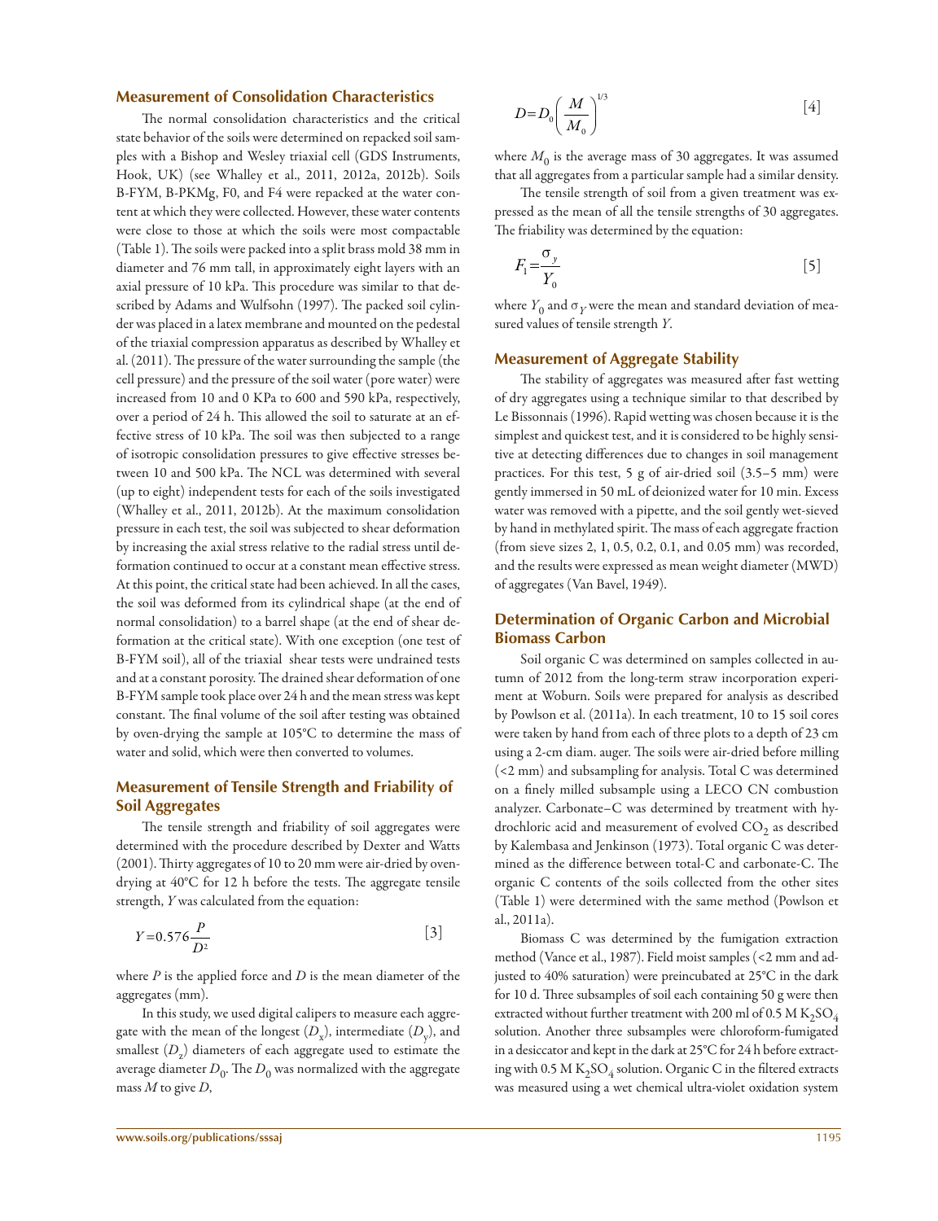## Measurement of Consolidation Characteristics

The normal consolidation characteristics and the critical state behavior of the soils were determined on repacked soil samples with a Bishop and Wesley triaxial cell (GDS Instruments, Hook, UK) (see Whalley et al., 2011, 2012a, 2012b). Soils B-FYM, B-PKMg, F0, and F4 were repacked at the water content at which they were collected. However, these water contents were close to those at which the soils were most compactable (Table 1). The soils were packed into a split brass mold 38 mm in diameter and 76 mm tall, in approximately eight layers with an axial pressure of 10 kPa. This procedure was similar to that described by Adams and Wulfsohn (1997). The packed soil cylinder was placed in a latex membrane and mounted on the pedestal of the triaxial compression apparatus as described by Whalley et al. (2011). The pressure of the water surrounding the sample (the cell pressure) and the pressure of the soil water (pore water) were increased from 10 and 0 KPa to 600 and 590 kPa, respectively, over a period of 24 h. This allowed the soil to saturate at an effective stress of 10 kPa. The soil was then subjected to a range of isotropic consolidation pressures to give effective stresses between 10 and 500 kPa. The NCL was determined with several (up to eight) independent tests for each of the soils investigated (Whalley et al., 2011, 2012b). At the maximum consolidation pressure in each test, the soil was subjected to shear deformation by increasing the axial stress relative to the radial stress until deformation continued to occur at a constant mean effective stress. At this point, the critical state had been achieved. In all the cases, the soil was deformed from its cylindrical shape (at the end of normal consolidation) to a barrel shape (at the end of shear deformation at the critical state). With one exception (one test of B-FYM soil), all of the triaxial shear tests were undrained tests and at a constant porosity. The drained shear deformation of one B-FYM sample took place over 24 h and the mean stress was kept constant. The final volume of the soil after testing was obtained by oven-drying the sample at 105°C to determine the mass of water and solid, which were then converted to volumes.

## Measurement of Tensile Strength and Friability of Soil Aggregates

The tensile strength and friability of soil aggregates were determined with the procedure described by Dexter and Watts (2001). Thirty aggregates of 10 to 20 mm were air-dried by oven-drying at 40°C for 12 h before the tests. The aggregate tensile strength, $Y$ was calculated from the equation:

$$Y = 0.576\frac{P}{D^2} \qquad [3]$$

where $P$ is the applied force and $D$ is the mean diameter of the aggregates (mm).

In this study, we used digital calipers to measure each aggregate with the mean of the longest ($D_x$), intermediate ($D_y$), and smallest ($D_z$) diameters of each aggregate used to estimate the average diameter $D_0$. The $D_0$ was normalized with the aggregate mass $M$ to give $D$,

$$D = D_0\left(\frac{M}{M_0}\right)^{1/3} \qquad [4]$$

where $M_0$ is the average mass of 30 aggregates. It was assumed that all aggregates from a particular sample had a similar density.

The tensile strength of soil from a given treatment was expressed as the mean of all the tensile strengths of 30 aggregates. The friability was determined by the equation:

$$F_1 = \frac{\sigma_y}{Y_0} \qquad [5]$$

where $Y_0$ and $\sigma_Y$ were the mean and standard deviation of measured values of tensile strength $Y$.

## Measurement of Aggregate Stability

The stability of aggregates was measured after fast wetting of dry aggregates using a technique similar to that described by Le Bissonnais (1996). Rapid wetting was chosen because it is the simplest and quickest test, and it is considered to be highly sensitive at detecting differences due to changes in soil management practices. For this test, 5 g of air-dried soil (3.5–5 mm) were gently immersed in 50 mL of deionized water for 10 min. Excess water was removed with a pipette, and the soil gently wet-sieved by hand in methylated spirit. The mass of each aggregate fraction (from sieve sizes 2, 1, 0.5, 0.2, 0.1, and 0.05 mm) was recorded, and the results were expressed as mean weight diameter (MWD) of aggregates (Van Bavel, 1949).

## Determination of Organic Carbon and Microbial Biomass Carbon

Soil organic C was determined on samples collected in autumn of 2012 from the long-term straw incorporation experiment at Woburn. Soils were prepared for analysis as described by Powlson et al. (2011a). In each treatment, 10 to 15 soil cores were taken by hand from each of three plots to a depth of 23 cm using a 2-cm diam. auger. The soils were air-dried before milling (<2 mm) and subsampling for analysis. Total C was determined on a finely milled subsample using a LECO CN combustion analyzer. Carbonate–C was determined by treatment with hydrochloric acid and measurement of evolved $CO_2$ as described by Kalembasa and Jenkinson (1973). Total organic C was determined as the difference between total-C and carbonate-C. The organic C contents of the soils collected from the other sites (Table 1) were determined with the same method (Powlson et al., 2011a).

Biomass C was determined by the fumigation extraction method (Vance et al., 1987). Field moist samples (<2 mm and adjusted to 40% saturation) were preincubated at 25°C in the dark for 10 d. Three subsamples of soil each containing 50 g were then extracted without further treatment with 200 ml of 0.5 M $K_2SO_4$ solution. Another three subsamples were chloroform-fumigated in a desiccator and kept in the dark at 25°C for 24 h before extracting with 0.5 M $K_2SO_4$ solution. Organic C in the filtered extracts was measured using a wet chemical ultra-violet oxidation system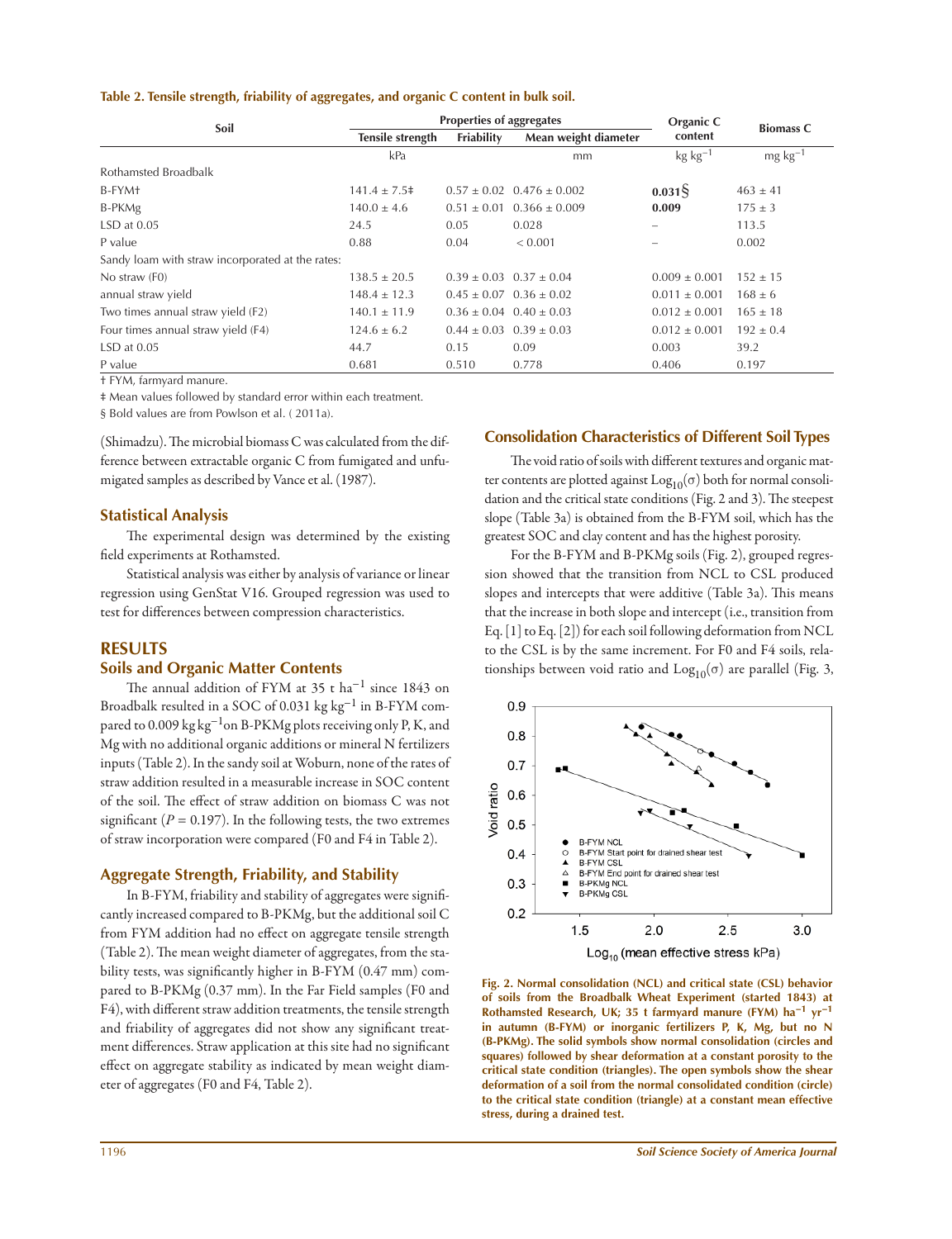**Table 2. Tensile strength, friability of aggregates, and organic C content in bulk soil.**

| Soil | Properties of aggregates | | | Organic C content | Biomass C |
|---|---|---|---|---|---|
| | Tensile strength | Friability | Mean weight diameter | | |
| | kPa | | mm | kg kg$^{-1}$ | mg kg$^{-1}$ |
| Rothamsted Broadbalk | | | | | |
| B-FYM† | 141.4 ± 7.5‡ | 0.57 ± 0.02 | 0.476 ± 0.002 | **0.031**§ | 463 ± 41 |
| B-PKMg | 140.0 ± 4.6 | 0.51 ± 0.01 | 0.366 ± 0.009 | **0.009** | 175 ± 3 |
| LSD at 0.05 | 24.5 | 0.05 | 0.028 | – | 113.5 |
| P value | 0.88 | 0.04 | < 0.001 | – | 0.002 |
| Sandy loam with straw incorporated at the rates: | | | | | |
| No straw (F0) | 138.5 ± 20.5 | 0.39 ± 0.03 | 0.37 ± 0.04 | 0.009 ± 0.001 | 152 ± 15 |
| annual straw yield | 148.4 ± 12.3 | 0.45 ± 0.07 | 0.36 ± 0.02 | 0.011 ± 0.001 | 168 ± 6 |
| Two times annual straw yield (F2) | 140.1 ± 11.9 | 0.36 ± 0.04 | 0.40 ± 0.03 | 0.012 ± 0.001 | 165 ± 18 |
| Four times annual straw yield (F4) | 124.6 ± 6.2 | 0.44 ± 0.03 | 0.39 ± 0.03 | 0.012 ± 0.001 | 192 ± 0.4 |
| LSD at 0.05 | 44.7 | 0.15 | 0.09 | 0.003 | 39.2 |
| P value | 0.681 | 0.510 | 0.778 | 0.406 | 0.197 |

† FYM, farmyard manure.

‡ Mean values followed by standard error within each treatment.

§ Bold values are from Powlson et al. ( 2011a).

(Shimadzu). The microbial biomass C was calculated from the difference between extractable organic C from fumigated and unfumigated samples as described by Vance et al. (1987).

## Statistical Analysis

The experimental design was determined by the existing field experiments at Rothamsted.

Statistical analysis was either by analysis of variance or linear regression using GenStat V16. Grouped regression was used to test for differences between compression characteristics.

# RESULTS

## Soils and Organic Matter Contents

The annual addition of FYM at 35 t ha$^{-1}$ since 1843 on Broadbalk resulted in a SOC of 0.031 kg kg$^{-1}$ in B-FYM compared to 0.009 kg kg$^{-1}$on B-PKMg plots receiving only P, K, and Mg with no additional organic additions or mineral N fertilizers inputs (Table 2). In the sandy soil at Woburn, none of the rates of straw addition resulted in a measurable increase in SOC content of the soil. The effect of straw addition on biomass C was not significant ($P = 0.197$). In the following tests, the two extremes of straw incorporation were compared (F0 and F4 in Table 2).

## Aggregate Strength, Friability, and Stability

In B-FYM, friability and stability of aggregates were significantly increased compared to B-PKMg, but the additional soil C from FYM addition had no effect on aggregate tensile strength (Table 2). The mean weight diameter of aggregates, from the stability tests, was significantly higher in B-FYM (0.47 mm) compared to B-PKMg (0.37 mm). In the Far Field samples (F0 and F4), with different straw addition treatments, the tensile strength and friability of aggregates did not show any significant treatment differences. Straw application at this site had no significant effect on aggregate stability as indicated by mean weight diameter of aggregates (F0 and F4, Table 2).

## Consolidation Characteristics of Different Soil Types

The void ratio of soils with different textures and organic matter contents are plotted against $\text{Log}_{10}(\sigma)$ both for normal consolidation and the critical state conditions (Fig. 2 and 3). The steepest slope (Table 3a) is obtained from the B-FYM soil, which has the greatest SOC and clay content and has the highest porosity.

For the B-FYM and B-PKMg soils (Fig. 2), grouped regression showed that the transition from NCL to CSL produced slopes and intercepts that were additive (Table 3a). This means that the increase in both slope and intercept (i.e., transition from Eq. [1] to Eq. [2]) for each soil following deformation from NCL to the CSL is by the same increment. For F0 and F4 soils, relationships between void ratio and $\text{Log}_{10}(\sigma)$ are parallel (Fig. 3,

**Fig. 2. Normal consolidation (NCL) and critical state (CSL) behavior of soils from the Broadbalk Wheat Experiment (started 1843) at Rothamsted Research, UK; 35 t farmyard manure (FYM) ha$^{-1}$ yr$^{-1}$ in autumn (B-FYM) or inorganic fertilizers P, K, Mg, but no N (B-PKMg). The solid symbols show normal consolidation (circles and squares) followed by shear deformation at a constant porosity to the critical state condition (triangles). The open symbols show the shear deformation of a soil from the normal consolidated condition (circle) to the critical state condition (triangle) at a constant mean effective stress, during a drained test.**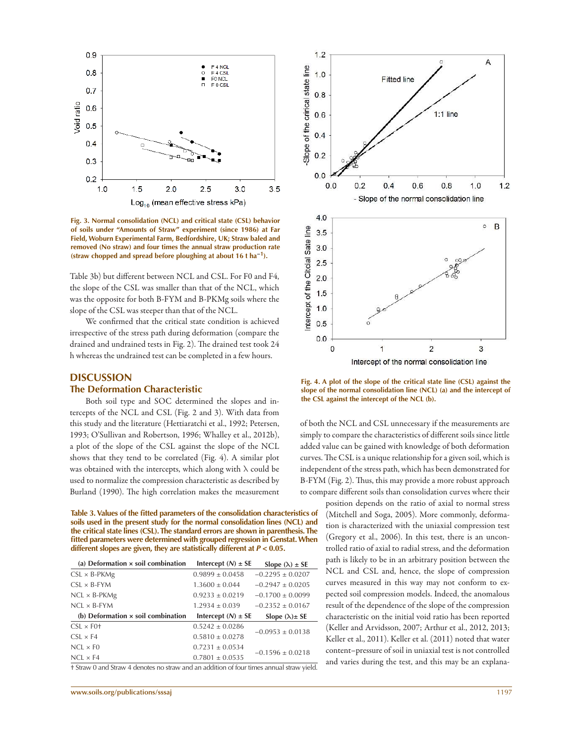Fig. 3. Normal consolidation (NCL) and critical state (CSL) behavior of soils under "Amounts of Straw" experiment (since 1986) at Far Field, Woburn Experimental Farm, Bedfordshire, UK; Straw baled and removed (No straw) and four times the annual straw production rate (straw chopped and spread before ploughing at about 16 t ha$^{-1}$).

Table 3b) but different between NCL and CSL. For F0 and F4, the slope of the CSL was smaller than that of the NCL, which was the opposite for both B-FYM and B-PKMg soils where the slope of the CSL was steeper than that of the NCL.

We confirmed that the critical state condition is achieved irrespective of the stress path during deformation (compare the drained and undrained tests in Fig. 2). The drained test took 24 h whereas the undrained test can be completed in a few hours.

## DISCUSSION

### The Deformation Characteristic

Both soil type and SOC determined the slopes and intercepts of the NCL and CSL (Fig. 2 and 3). With data from this study and the literature (Hettiaratchi et al., 1992; Petersen, 1993; O'Sullivan and Robertson, 1996; Whalley et al., 2012b), a plot of the slope of the CSL against the slope of the NCL shows that they tend to be correlated (Fig. 4). A similar plot was obtained with the intercepts, which along with λ could be used to normalize the compression characteristic as described by Burland (1990). The high correlation makes the measurement of both the NCL and CSL unnecessary if the measurements are simply to compare the characteristics of different soils since little added value can be gained with knowledge of both deformation curves. The CSL is a unique relationship for a given soil, which is independent of the stress path, which has been demonstrated for B-FYM (Fig. 2). Thus, this may provide a more robust approach to compare different soils than consolidation curves where their position depends on the ratio of axial to normal stress (Mitchell and Soga, 2005). More commonly, deformation is characterized with the uniaxial compression test (Gregory et al., 2006). In this test, there is an uncontrolled ratio of axial to radial stress, and the deformation path is likely to be in an arbitrary position between the NCL and CSL and, hence, the slope of compression curves measured in this way may not conform to expected soil compression models. Indeed, the anomalous result of the dependence of the slope of the compression characteristic on the initial void ratio has been reported (Keller and Arvidsson, 2007; Arthur et al., 2012, 2013; Keller et al., 2011). Keller et al. (2011) noted that water content–pressure of soil in uniaxial test is not controlled and varies during the test, and this may be an explana-

Fig. 4. A plot of the slope of the critical state line (CSL) against the slope of the normal consolidation line (NCL) (a) and the intercept of the CSL against the intercept of the NCL (b).

**Table 3. Values of the fitted parameters of the consolidation characteristics of soils used in the present study for the normal consolidation lines (NCL) and the critical state lines (CSL). The standard errors are shown in parenthesis. The fitted parameters were determined with grouped regression in Genstat. When different slopes are given, they are statistically different at $P < 0.05$.**

| (a) Deformation × soil combination | Intercept ($N$) ± SE | Slope (λ) ± SE |
|---|---|---|
| CSL × B-PKMg | 0.9899 ± 0.0458 | −0.2295 ± 0.0207 |
| CSL × B-FYM | 1.3600 ± 0.044 | −0.2947 ± 0.0205 |
| NCL × B-PKMg | 0.9233 ± 0.0219 | −0.1700 ± 0.0099 |
| NCL × B-FYM | 1.2934 ± 0.039 | −0.2352 ± 0.0167 |
| **(b) Deformation × soil combination** | **Intercept ($N$) ± SE** | **Slope (λ)± SE** |
| CSL × F0† | 0.5242 ± 0.0286 | −0.0953 ± 0.0138 |
| CSL × F4 | 0.5810 ± 0.0278 | |
| NCL × F0 | 0.7231 ± 0.0534 | −0.1596 ± 0.0218 |
| NCL × F4 | 0.7801 ± 0.0535 | |

† Straw 0 and Straw 4 denotes no straw and an addition of four times annual straw yield.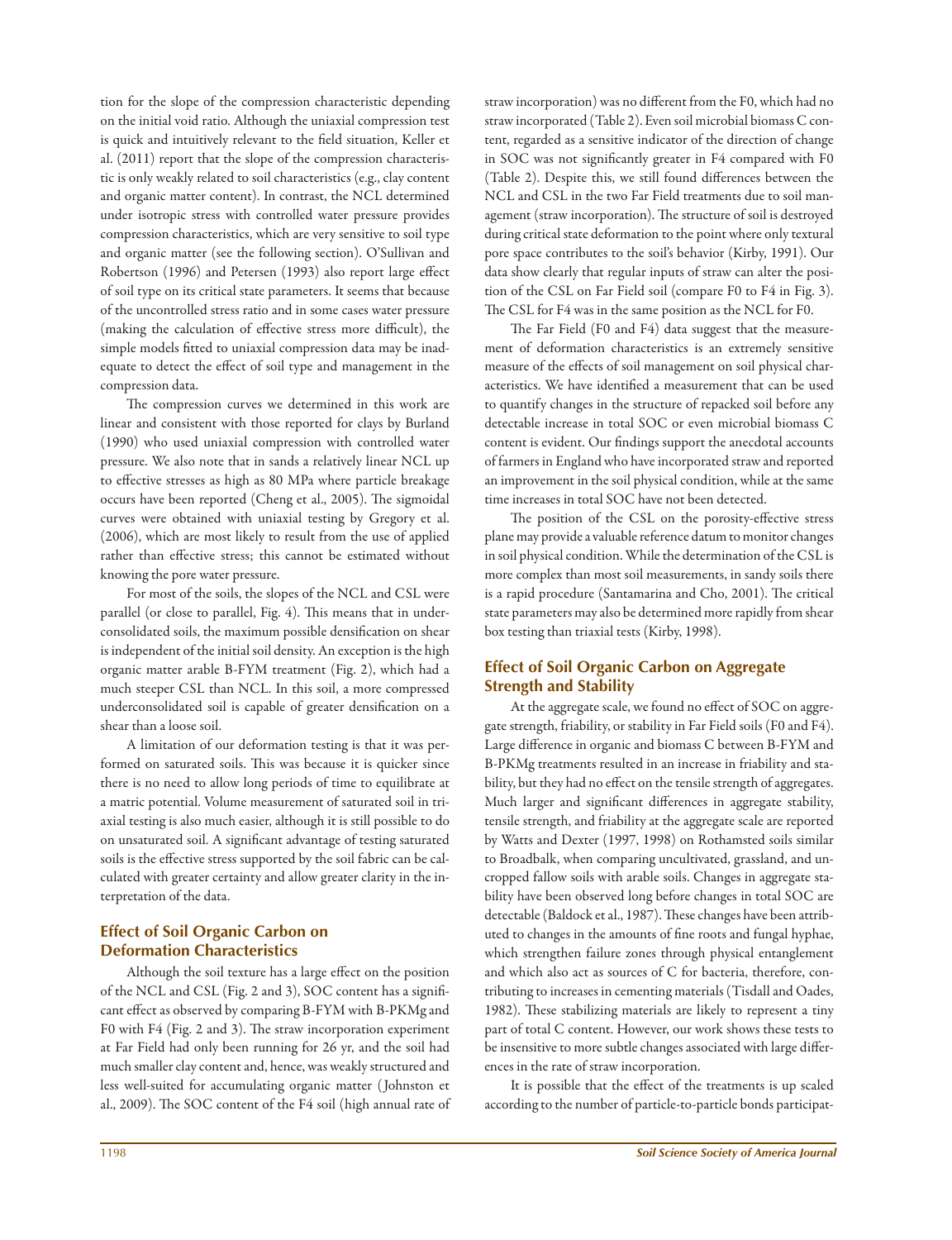tion for the slope of the compression characteristic depending on the initial void ratio. Although the uniaxial compression test is quick and intuitively relevant to the field situation, Keller et al. (2011) report that the slope of the compression characteristic is only weakly related to soil characteristics (e.g., clay content and organic matter content). In contrast, the NCL determined under isotropic stress with controlled water pressure provides compression characteristics, which are very sensitive to soil type and organic matter (see the following section). O'Sullivan and Robertson (1996) and Petersen (1993) also report large effect of soil type on its critical state parameters. It seems that because of the uncontrolled stress ratio and in some cases water pressure (making the calculation of effective stress more difficult), the simple models fitted to uniaxial compression data may be inadequate to detect the effect of soil type and management in the compression data.

The compression curves we determined in this work are linear and consistent with those reported for clays by Burland (1990) who used uniaxial compression with controlled water pressure. We also note that in sands a relatively linear NCL up to effective stresses as high as 80 MPa where particle breakage occurs have been reported (Cheng et al., 2005). The sigmoidal curves were obtained with uniaxial testing by Gregory et al. (2006), which are most likely to result from the use of applied rather than effective stress; this cannot be estimated without knowing the pore water pressure.

For most of the soils, the slopes of the NCL and CSL were parallel (or close to parallel, Fig. 4). This means that in underconsolidated soils, the maximum possible densification on shear is independent of the initial soil density. An exception is the high organic matter arable B-FYM treatment (Fig. 2), which had a much steeper CSL than NCL. In this soil, a more compressed underconsolidated soil is capable of greater densification on a shear than a loose soil.

A limitation of our deformation testing is that it was performed on saturated soils. This was because it is quicker since there is no need to allow long periods of time to equilibrate at a matric potential. Volume measurement of saturated soil in triaxial testing is also much easier, although it is still possible to do on unsaturated soil. A significant advantage of testing saturated soils is the effective stress supported by the soil fabric can be calculated with greater certainty and allow greater clarity in the interpretation of the data.

## Effect of Soil Organic Carbon on Deformation Characteristics

Although the soil texture has a large effect on the position of the NCL and CSL (Fig. 2 and 3), SOC content has a significant effect as observed by comparing B-FYM with B-PKMg and F0 with F4 (Fig. 2 and 3). The straw incorporation experiment at Far Field had only been running for 26 yr, and the soil had much smaller clay content and, hence, was weakly structured and less well-suited for accumulating organic matter (Johnston et al., 2009). The SOC content of the F4 soil (high annual rate of straw incorporation) was no different from the F0, which had no straw incorporated (Table 2). Even soil microbial biomass C content, regarded as a sensitive indicator of the direction of change in SOC was not significantly greater in F4 compared with F0 (Table 2). Despite this, we still found differences between the NCL and CSL in the two Far Field treatments due to soil management (straw incorporation). The structure of soil is destroyed during critical state deformation to the point where only textural pore space contributes to the soil's behavior (Kirby, 1991). Our data show clearly that regular inputs of straw can alter the position of the CSL on Far Field soil (compare F0 to F4 in Fig. 3). The CSL for F4 was in the same position as the NCL for F0.

The Far Field (F0 and F4) data suggest that the measurement of deformation characteristics is an extremely sensitive measure of the effects of soil management on soil physical characteristics. We have identified a measurement that can be used to quantify changes in the structure of repacked soil before any detectable increase in total SOC or even microbial biomass C content is evident. Our findings support the anecdotal accounts of farmers in England who have incorporated straw and reported an improvement in the soil physical condition, while at the same time increases in total SOC have not been detected.

The position of the CSL on the porosity-effective stress plane may provide a valuable reference datum to monitor changes in soil physical condition. While the determination of the CSL is more complex than most soil measurements, in sandy soils there is a rapid procedure (Santamarina and Cho, 2001). The critical state parameters may also be determined more rapidly from shear box testing than triaxial tests (Kirby, 1998).

## Effect of Soil Organic Carbon on Aggregate Strength and Stability

At the aggregate scale, we found no effect of SOC on aggregate strength, friability, or stability in Far Field soils (F0 and F4). Large difference in organic and biomass C between B-FYM and B-PKMg treatments resulted in an increase in friability and stability, but they had no effect on the tensile strength of aggregates. Much larger and significant differences in aggregate stability, tensile strength, and friability at the aggregate scale are reported by Watts and Dexter (1997, 1998) on Rothamsted soils similar to Broadbalk, when comparing uncultivated, grassland, and uncropped fallow soils with arable soils. Changes in aggregate stability have been observed long before changes in total SOC are detectable (Baldock et al., 1987). These changes have been attributed to changes in the amounts of fine roots and fungal hyphae, which strengthen failure zones through physical entanglement and which also act as sources of C for bacteria, therefore, contributing to increases in cementing materials (Tisdall and Oades, 1982). These stabilizing materials are likely to represent a tiny part of total C content. However, our work shows these tests to be insensitive to more subtle changes associated with large differences in the rate of straw incorporation.

It is possible that the effect of the treatments is up scaled according to the number of particle-to-particle bonds participat-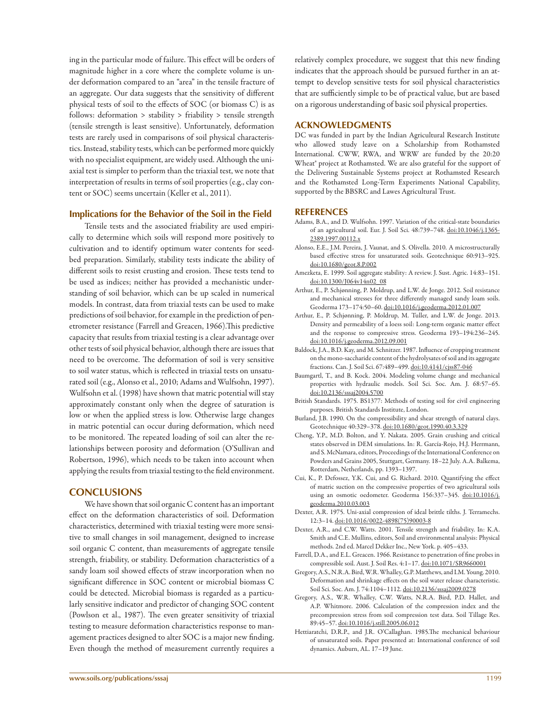ing in the particular mode of failure. This effect will be orders of magnitude higher in a core where the complete volume is under deformation compared to an "area" in the tensile fracture of an aggregate. Our data suggests that the sensitivity of different physical tests of soil to the effects of SOC (or biomass C) is as follows: deformation > stability > friability > tensile strength (tensile strength is least sensitive). Unfortunately, deformation tests are rarely used in comparisons of soil physical characteristics. Instead, stability tests, which can be performed more quickly with no specialist equipment, are widely used. Although the uniaxial test is simpler to perform than the triaxial test, we note that interpretation of results in terms of soil properties (e.g., clay content or SOC) seems uncertain (Keller et al., 2011).

### Implications for the Behavior of the Soil in the Field

Tensile tests and the associated friability are used empirically to determine which soils will respond more positively to cultivation and to identify optimum water contents for seedbed preparation. Similarly, stability tests indicate the ability of different soils to resist crusting and erosion. These tests tend to be used as indices; neither has provided a mechanistic understanding of soil behavior, which can be up scaled in numerical models. In contrast, data from triaxial tests can be used to make predictions of soil behavior, for example in the prediction of penetrometer resistance (Farrell and Greacen, 1966).This predictive capacity that results from triaxial testing is a clear advantage over other tests of soil physical behavior, although there are issues that need to be overcome. The deformation of soil is very sensitive to soil water status, which is reflected in triaxial tests on unsaturated soil (e.g., Alonso et al., 2010; Adams and Wulfsohn, 1997). Wulfsohn et al. (1998) have shown that matric potential will stay approximately constant only when the degree of saturation is low or when the applied stress is low. Otherwise large changes in matric potential can occur during deformation, which need to be monitored. The repeated loading of soil can alter the relationships between porosity and deformation (O'Sullivan and Robertson, 1996), which needs to be taken into account when applying the results from triaxial testing to the field environment.

## CONCLUSIONS

We have shown that soil organic C content has an important effect on the deformation characteristics of soil. Deformation characteristics, determined with triaxial testing were more sensitive to small changes in soil management, designed to increase soil organic C content, than measurements of aggregate tensile strength, friability, or stability. Deformation characteristics of a sandy loam soil showed effects of straw incorporation when no significant difference in SOC content or microbial biomass C could be detected. Microbial biomass is regarded as a particularly sensitive indicator and predictor of changing SOC content (Powlson et al., 1987). The even greater sensitivity of triaxial testing to measure deformation characteristics response to management practices designed to alter SOC is a major new finding. Even though the method of measurement currently requires a relatively complex procedure, we suggest that this new finding indicates that the approach should be pursued further in an attempt to develop sensitive tests for soil physical characteristics that are sufficiently simple to be of practical value, but are based on a rigorous understanding of basic soil physical properties.

## ACKNOWLEDGMENTS

DC was funded in part by the Indian Agricultural Research Institute who allowed study leave on a Scholarship from Rothamsted International. CWW, RWA, and WRW are funded by the 20:20 Wheat® project at Rothamsted. We are also grateful for the support of the Delivering Sustainable Systems project at Rothamsted Research and the Rothamsted Long-Term Experiments National Capability, supported by the BBSRC and Lawes Agricultural Trust.

## REFERENCES

Adams, B.A., and D. Wulfsohn. 1997. Variation of the critical-state boundaries of an agricultural soil. Eur. J. Soil Sci. 48:739–748. doi:10.1046/j.1365-2389.1997.00112.x

Alonso, E.E., J.M. Pereira, J. Vaunat, and S. Olivella. 2010. A microstructurally based effective stress for unsaturated soils. Geotechnique 60:913–925. doi:10.1680/geot.8.P.002

Amezketa, E. 1999. Soil aggregate stability: A review. J. Sust. Agric. 14:83–151. doi:10.1300/J064v14n02_08

Arthur, E., P. Schjønning, P. Moldrup, and L.W. de Jonge. 2012. Soil resistance and mechanical stresses for three differently managed sandy loam soils. Geoderma 173–174:50–60. doi:10.1016/j.geoderma.2012.01.007

Arthur, E., P. Schjønning, P. Moldrup, M. Tuller, and L.W. de Jonge. 2013. Density and permeability of a loess soil: Long-term organic matter effect and the response to compressive stress. Geoderma 193–194:236–245. doi:10.1016/j.geoderma.2012.09.001

Baldock, J.A., B.D. Kay, and M. Schnitzer. 1987. Influence of cropping treatment on the mono-saccharide content of the hydrolysates of soil and its aggregate fractions. Can. J. Soil Sci. 67:489–499. doi:10.4141/cjss87-046

Baumgartl, T., and B. Kock. 2004. Modeling volume change and mechanical properties with hydraulic models. Soil Sci. Soc. Am. J. 68:57–65. doi:10.2136/sssaj2004.5700

British Standards. 1975. BS1377: Methods of testing soil for civil engineering purposes. British Standards Institute, London.

Burland, J.B. 1990. On the compressibility and shear strength of natural clays. Geotechnique 40:329–378. doi:10.1680/geot.1990.40.3.329

Cheng, Y.P., M.D. Bolton, and Y. Nakata. 2005. Grain crushing and critical states observed in DEM simulations. In: R. García-Rojo, H.J. Herrmann, and S. McNamara, editors, Proceedings of the International Conference on Powders and Grains 2005, Stuttgart, Germany. 18–22 July. A.A. Balkema, Rotterdam, Netherlands, pp. 1393–1397.

Cui, K., P. Defossez, Y.K. Cui, and G. Richard. 2010. Quantifying the effect of matric suction on the compressive properties of two agricultural soils using an osmotic oedometer. Geoderma 156:337–345. doi:10.1016/j.geoderma.2010.03.003

Dexter, A.R. 1975. Uni-axial compression of ideal brittle tilths. J. Terramechs. 12:3–14. doi:10.1016/0022-4898(75)90003-8

Dexter, A.R., and C.W. Watts. 2001. Tensile strength and friability. In: K.A. Smith and C.E. Mullins, editors, Soil and environmental analysis: Physical methods. 2nd ed. Marcel Dekker Inc., New York. p. 405–433.

Farrell, D.A., and E.L. Greacen. 1966. Resistance to penetration of fine probes in compressible soil. Aust. J. Soil Res. 4:1–17. doi:10.1071/SR9660001

Gregory, A.S., N.R.A. Bird, W.R. Whalley, G.P. Matthews, and I.M. Young. 2010. Deformation and shrinkage effects on the soil water release characteristic. Soil Sci. Soc. Am. J. 74:1104–1112. doi:10.2136/sssaj2009.0278

Gregory, A.S., W.R. Whalley, C.W. Watts, N.R.A. Bird, P.D. Hallet, and A.P. Whitmore. 2006. Calculation of the compression index and the precompression stress from soil compression test data. Soil Tillage Res. 89:45–57. doi:10.1016/j.still.2005.06.012

Hettiaratchi, D.R.P., and J.R. O'Callaghan. 1985.The mechanical behaviour of unsaturated soils. Paper presented at: International conference of soil dynamics. Auburn, AL. 17–19 June.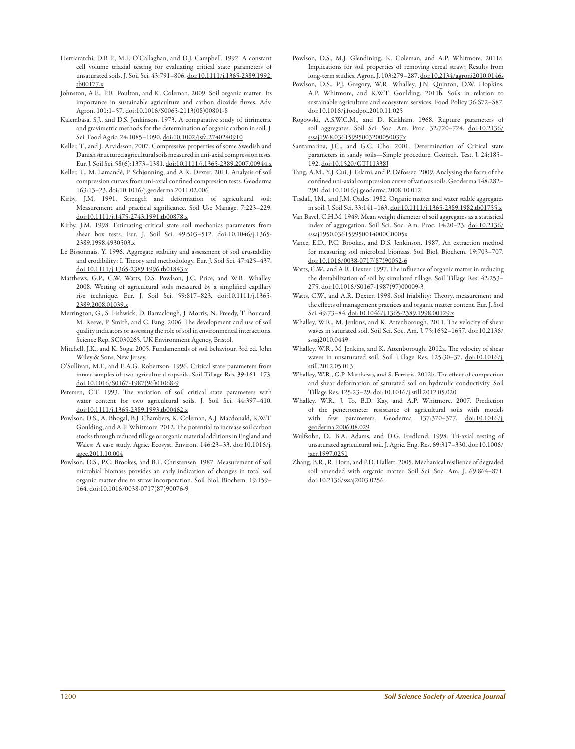Hettiaratchi, D.R.P., M.F. O'Callaghan, and D.J. Campbell. 1992. A constant cell volume triaxial testing for evaluating critical state parameters of unsaturated soils. J. Soil Sci. 43:791–806. doi:10.1111/j.1365-2389.1992.tb00177.x

Johnston, A.E., P.R. Poulton, and K. Coleman. 2009. Soil organic matter: Its importance in sustainable agriculture and carbon dioxide fluxes. Adv. Agron. 101:1–57. doi:10.1016/S0065-2113(08)00801-8

Kalembasa, S.J., and D.S. Jenkinson. 1973. A comparative study of titrimetric and gravimetric methods for the determination of organic carbon in soil. J. Sci. Food Agric. 24:1085–1090. doi:10.1002/jsfa.2740240910

Keller, T., and J. Arvidsson. 2007. Compressive properties of some Swedish and Danish structured agricultural soils measured in uni-axial compression tests. Eur. J. Soil Sci. 58(6):1373–1381. doi:10.1111/j.1365-2389.2007.00944.x

Keller, T., M. Lamandé, P. Schjønning, and A.R. Dexter. 2011. Analysis of soil compression curves from uni-axial confined compression tests. Geoderma 163:13–23. doi:10.1016/j.geoderma.2011.02.006

Kirby, J.M. 1991. Strength and deformation of agricultural soil: Measurement and practical significance. Soil Use Manage. 7:223–229. doi:10.1111/j.1475-2743.1991.tb00878.x

Kirby, J.M. 1998. Estimating critical state soil mechanics parameters from shear box tests. Eur. J. Soil Sci. 49:503–512. doi:10.1046/j.1365-2389.1998.4930503.x

Le Bissonnais, Y. 1996. Aggregate stability and assessment of soil crustability and erodibility: I. Theory and methodology. Eur. J. Soil Sci. 47:425–437. doi:10.1111/j.1365-2389.1996.tb01843.x

Matthews, G.P., C.W. Watts, D.S. Powlson, J.C. Price, and W.R. Whalley. 2008. Wetting of agricultural soils measured by a simplified capillary rise technique. Eur. J. Soil Sci. 59:817–823. doi:10.1111/j.1365-2389.2008.01039.x

Merrington, G., S. Fishwick, D. Barraclough, J. Morris, N. Preedy, T. Boucard, M. Reeve, P. Smith, and C. Fang. 2006. The development and use of soil quality indicators or assessing the role of soil in environmental interactions. Science Rep. SC030265. UK Environment Agency, Bristol.

Mitchell, J.K., and K. Soga. 2005. Fundamentals of soil behaviour. 3rd ed. John Wiley & Sons, New Jersey.

O'Sullivan, M.F., and E.A.G. Robertson. 1996. Critical state parameters from intact samples of two agricultural topsoils. Soil Tillage Res. 39:161–173. doi:10.1016/S0167-1987(96)01068-9

Petersen, C.T. 1993. The variation of soil critical state parameters with water content for two agricultural soils. J. Soil Sci. 44:397–410. doi:10.1111/j.1365-2389.1993.tb00462.x

Powlson, D.S., A. Bhogal, B.J. Chambers, K. Coleman, A.J. Macdonald, K.W.T. Goulding, and A.P. Whitmore. 2012. The potential to increase soil carbon stocks through reduced tillage or organic material additions in England and Wales: A case study. Agric. Ecosyst. Environ. 146:23–33. doi:10.1016/j.agee.2011.10.004

Powlson, D.S., P.C. Brookes, and B.T. Christensen. 1987. Measurement of soil microbial biomass provides an early indication of changes in total soil organic matter due to straw incorporation. Soil Biol. Biochem. 19:159–164. doi:10.1016/0038-0717(87)90076-9

Powlson, D.S., M.J. Glendining, K. Coleman, and A.P. Whitmore. 2011a. Implications for soil properties of removing cereal straw: Results from long-term studies. Agron. J. 103:279–287. doi:10.2134/agronj2010.0146s

Powlson, D.S., P.J. Gregory, W.R. Whalley, J.N. Quinton, D.W. Hopkins, A.P. Whitmore, and K.W.T. Goulding. 2011b. Soils in relation to sustainable agriculture and ecosystem services. Food Policy 36:S72–S87. doi:10.1016/j.foodpol.2010.11.025

Rogowski, A.S.W.C.M., and D. Kirkham. 1968. Rupture parameters of soil aggregates. Soil Sci. Soc. Am. Proc. 32:720–724. doi:10.2136/sssaj1968.03615995003200050037x

Santamarina, J.C., and G.C. Cho. 2001. Determination of Critical state parameters in sandy soils—Simple procedure. Geotech. Test. J. 24:185–192. doi:10.1520/GTJ11338J

Tang, A.M., Y.J. Cui, J. Eslami, and P. Défossez. 2009. Analysing the form of the confined uni-axial compression curve of various soils. Geoderma 148:282–290. doi:10.1016/j.geoderma.2008.10.012

Tisdall, J.M., and J.M. Oades. 1982. Organic matter and water stable aggregates in soil. J. Soil Sci. 33:141–163. doi:10.1111/j.1365-2389.1982.tb01755.x

Van Bavel, C.H.M. 1949. Mean weight diameter of soil aggregates as a statistical index of aggregation. Soil Sci. Soc. Am. Proc. 14:20–23. doi:10.2136/sssaj1950.036159950014000C0005x

Vance, E.D., P.C. Brookes, and D.S. Jenkinson. 1987. An extraction method for measuring soil microbial biomass. Soil Biol. Biochem. 19:703–707. doi:10.1016/0038-0717(87)90052-6

Watts, C.W., and A.R. Dexter. 1997. The influence of organic matter in reducing the destabilization of soil by simulated tillage. Soil Tillage Res. 42:253–275. doi:10.1016/S0167-1987(97)00009-3

Watts, C.W., and A.R. Dexter. 1998. Soil friability: Theory, measurement and the effects of management practices and organic matter content. Eur. J. Soil Sci. 49:73–84. doi:10.1046/j.1365-2389.1998.00129.x

Whalley, W.R., M. Jenkins, and K. Attenborough. 2011. The velocity of shear waves in saturated soil. Soil Sci. Soc. Am. J. 75:1652–1657. doi:10.2136/sssaj2010.0449

Whalley, W.R., M. Jenkins, and K. Attenborough. 2012a. The velocity of shear waves in unsaturated soil. Soil Tillage Res. 125:30–37. doi:10.1016/j.still.2012.05.013

Whalley, W.R., G.P. Matthews, and S. Ferraris. 2012b. The effect of compaction and shear deformation of saturated soil on hydraulic conductivity. Soil Tillage Res. 125:23–29. doi:10.1016/j.still.2012.05.020

Whalley, W.R., J. To, B.D. Kay, and A.P. Whitmore. 2007. Prediction of the penetrometer resistance of agricultural soils with models with few parameters. Geoderma 137:370–377. doi:10.1016/j.geoderma.2006.08.029

Wulfsohn, D., B.A. Adams, and D.G. Fredlund. 1998. Tri-axial testing of unsaturated agricultural soil. J. Agric. Eng. Res. 69:317–330. doi:10.1006/jaer.1997.0251

Zhang, B.R., R. Horn, and P.D. Hallett. 2005. Mechanical resilience of degraded soil amended with organic matter. Soil Sci. Soc. Am. J. 69:864–871. doi:10.2136/sssaj2003.0256